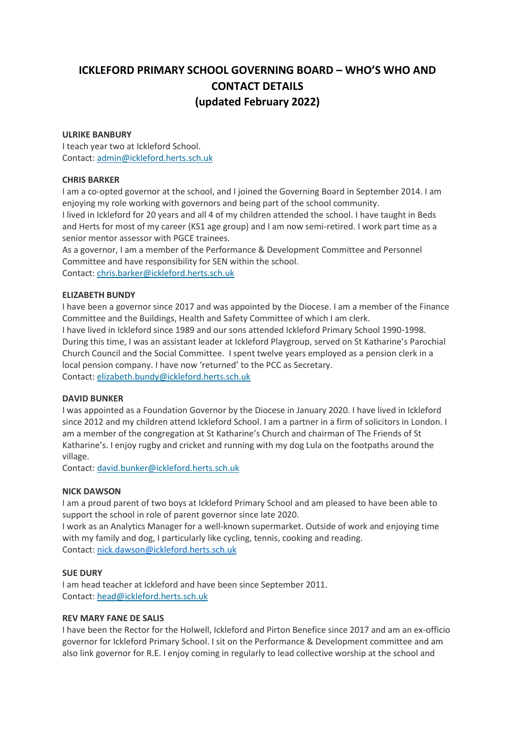# ICKLEFORD PRIMARY SCHOOL GOVERNING BOARD – WHO'S WHO AND CONTACT DETAILS (updated February 2022)

**ULRIKE BANBURY**
I teach year two at Ickleford School.
Contact: admin@ickleford.herts.sch.uk

**CHRIS BARKER**
I am a co-opted governor at the school, and I joined the Governing Board in September 2014. I am enjoying my role working with governors and being part of the school community.
I lived in Ickleford for 20 years and all 4 of my children attended the school. I have taught in Beds and Herts for most of my career (KS1 age group) and I am now semi-retired. I work part time as a senior mentor assessor with PGCE trainees.
As a governor, I am a member of the Performance & Development Committee and Personnel Committee and have responsibility for SEN within the school.
Contact: chris.barker@ickleford.herts.sch.uk

**ELIZABETH BUNDY**
I have been a governor since 2017 and was appointed by the Diocese. I am a member of the Finance Committee and the Buildings, Health and Safety Committee of which I am clerk.
I have lived in Ickleford since 1989 and our sons attended Ickleford Primary School 1990-1998. During this time, I was an assistant leader at Ickleford Playgroup, served on St Katharine's Parochial Church Council and the Social Committee. I spent twelve years employed as a pension clerk in a local pension company. I have now 'returned' to the PCC as Secretary.
Contact: elizabeth.bundy@ickleford.herts.sch.uk

**DAVID BUNKER**
I was appointed as a Foundation Governor by the Diocese in January 2020. I have lived in Ickleford since 2012 and my children attend Ickleford School. I am a partner in a firm of solicitors in London. I am a member of the congregation at St Katharine's Church and chairman of The Friends of St Katharine's. I enjoy rugby and cricket and running with my dog Lula on the footpaths around the village.
Contact: david.bunker@ickleford.herts.sch.uk

**NICK DAWSON**
I am a proud parent of two boys at Ickleford Primary School and am pleased to have been able to support the school in role of parent governor since late 2020.
I work as an Analytics Manager for a well-known supermarket. Outside of work and enjoying time with my family and dog, I particularly like cycling, tennis, cooking and reading.
Contact: nick.dawson@ickleford.herts.sch.uk

**SUE DURY**
I am head teacher at Ickleford and have been since September 2011.
Contact: head@ickleford.herts.sch.uk

**REV MARY FANE DE SALIS**
I have been the Rector for the Holwell, Ickleford and Pirton Benefice since 2017 and am an ex-officio governor for Ickleford Primary School. I sit on the Performance & Development committee and am also link governor for R.E. I enjoy coming in regularly to lead collective worship at the school and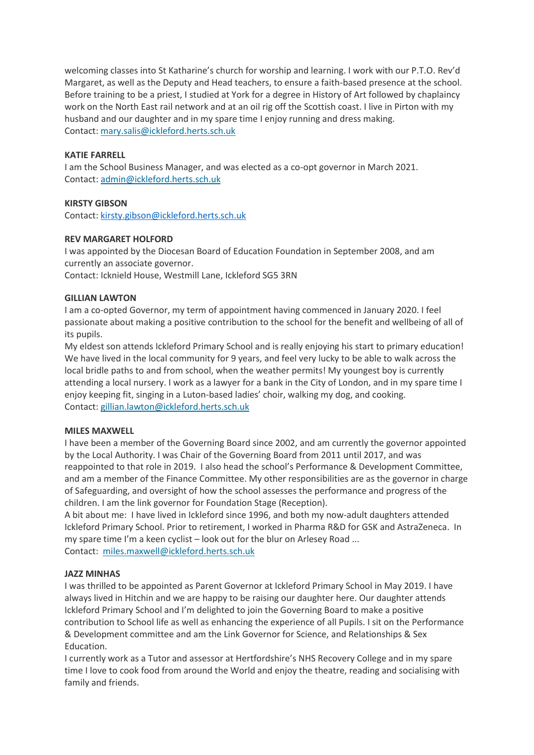welcoming classes into St Katharine's church for worship and learning. I work with our P.T.O. Rev'd Margaret, as well as the Deputy and Head teachers, to ensure a faith-based presence at the school. Before training to be a priest, I studied at York for a degree in History of Art followed by chaplaincy work on the North East rail network and at an oil rig off the Scottish coast. I live in Pirton with my husband and our daughter and in my spare time I enjoy running and dress making.
Contact: mary.salis@ickleford.herts.sch.uk

**KATIE FARRELL**
I am the School Business Manager, and was elected as a co-opt governor in March 2021.
Contact: admin@ickleford.herts.sch.uk

**KIRSTY GIBSON**
Contact: kirsty.gibson@ickleford.herts.sch.uk

**REV MARGARET HOLFORD**
I was appointed by the Diocesan Board of Education Foundation in September 2008, and am currently an associate governor.
Contact: Icknield House, Westmill Lane, Ickleford SG5 3RN

**GILLIAN LAWTON**
I am a co-opted Governor, my term of appointment having commenced in January 2020. I feel passionate about making a positive contribution to the school for the benefit and wellbeing of all of its pupils.
My eldest son attends Ickleford Primary School and is really enjoying his start to primary education! We have lived in the local community for 9 years, and feel very lucky to be able to walk across the local bridle paths to and from school, when the weather permits! My youngest boy is currently attending a local nursery. I work as a lawyer for a bank in the City of London, and in my spare time I enjoy keeping fit, singing in a Luton-based ladies' choir, walking my dog, and cooking.
Contact: gillian.lawton@ickleford.herts.sch.uk

**MILES MAXWELL**
I have been a member of the Governing Board since 2002, and am currently the governor appointed by the Local Authority. I was Chair of the Governing Board from 2011 until 2017, and was reappointed to that role in 2019. I also head the school's Performance & Development Committee, and am a member of the Finance Committee. My other responsibilities are as the governor in charge of Safeguarding, and oversight of how the school assesses the performance and progress of the children. I am the link governor for Foundation Stage (Reception).
A bit about me: I have lived in Ickleford since 1996, and both my now-adult daughters attended Ickleford Primary School. Prior to retirement, I worked in Pharma R&D for GSK and AstraZeneca. In my spare time I'm a keen cyclist – look out for the blur on Arlesey Road ...
Contact: miles.maxwell@ickleford.herts.sch.uk

**JAZZ MINHAS**
I was thrilled to be appointed as Parent Governor at Ickleford Primary School in May 2019. I have always lived in Hitchin and we are happy to be raising our daughter here. Our daughter attends Ickleford Primary School and I'm delighted to join the Governing Board to make a positive contribution to School life as well as enhancing the experience of all Pupils. I sit on the Performance & Development committee and am the Link Governor for Science, and Relationships & Sex Education.
I currently work as a Tutor and assessor at Hertfordshire's NHS Recovery College and in my spare time I love to cook food from around the World and enjoy the theatre, reading and socialising with family and friends.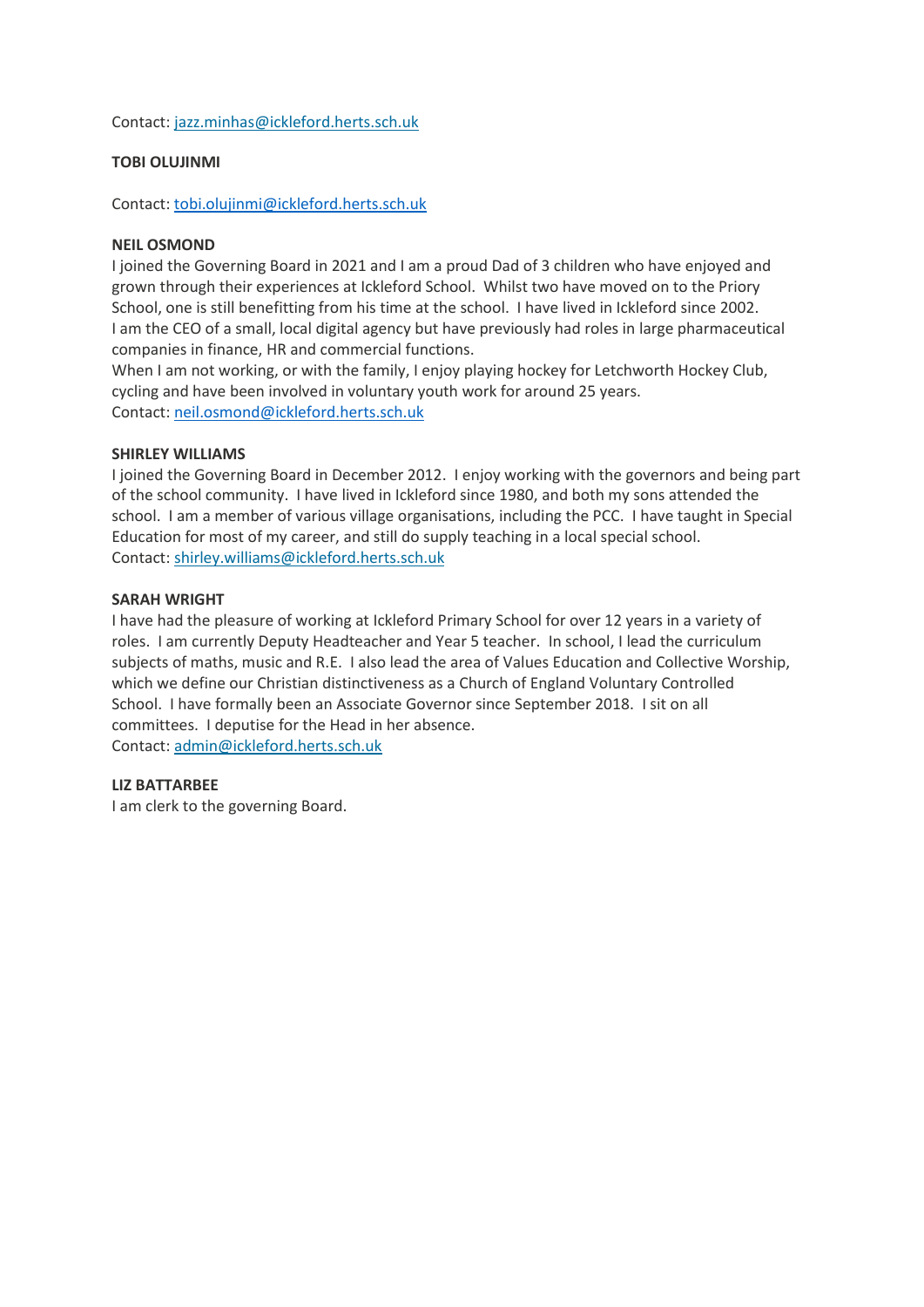Contact: jazz.minhas@ickleford.herts.sch.uk

**TOBI OLUJINMI**

Contact: tobi.olujinmi@ickleford.herts.sch.uk

**NEIL OSMOND**

I joined the Governing Board in 2021 and I am a proud Dad of 3 children who have enjoyed and grown through their experiences at Ickleford School. Whilst two have moved on to the Priory School, one is still benefitting from his time at the school. I have lived in Ickleford since 2002. I am the CEO of a small, local digital agency but have previously had roles in large pharmaceutical companies in finance, HR and commercial functions.
When I am not working, or with the family, I enjoy playing hockey for Letchworth Hockey Club, cycling and have been involved in voluntary youth work for around 25 years.
Contact: neil.osmond@ickleford.herts.sch.uk

**SHIRLEY WILLIAMS**

I joined the Governing Board in December 2012. I enjoy working with the governors and being part of the school community. I have lived in Ickleford since 1980, and both my sons attended the school. I am a member of various village organisations, including the PCC. I have taught in Special Education for most of my career, and still do supply teaching in a local special school.
Contact: shirley.williams@ickleford.herts.sch.uk

**SARAH WRIGHT**

I have had the pleasure of working at Ickleford Primary School for over 12 years in a variety of roles. I am currently Deputy Headteacher and Year 5 teacher. In school, I lead the curriculum subjects of maths, music and R.E. I also lead the area of Values Education and Collective Worship, which we define our Christian distinctiveness as a Church of England Voluntary Controlled School. I have formally been an Associate Governor since September 2018. I sit on all committees. I deputise for the Head in her absence.
Contact: admin@ickleford.herts.sch.uk

**LIZ BATTARBEE**

I am clerk to the governing Board.